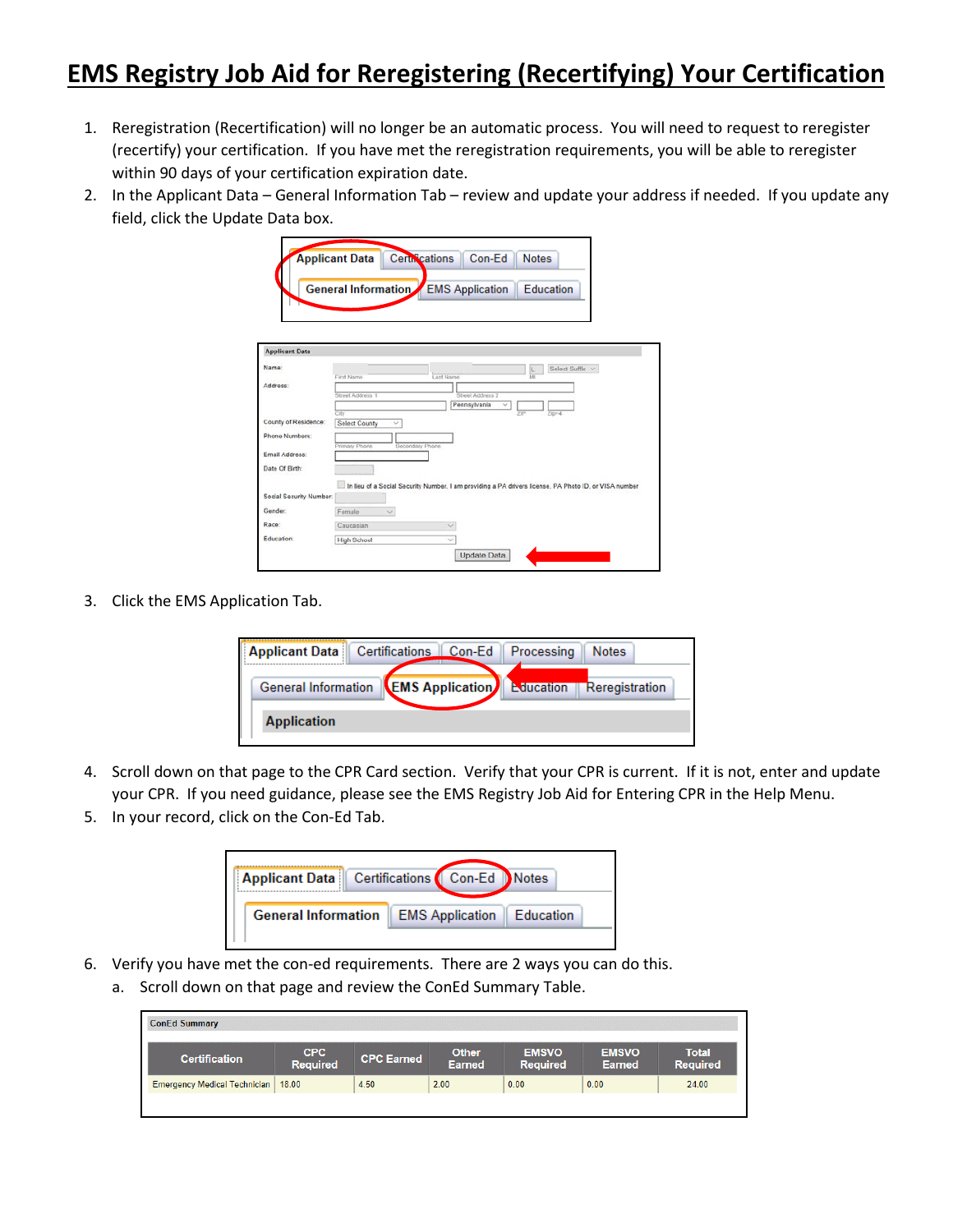# EMS Registry Job Aid for Reregistering (Recertifying) Your Certification

1. Reregistration (Recertification) will no longer be an automatic process. You will need to request to reregister (recertify) your certification. If you have met the reregistration requirements, you will be able to reregister within 90 days of your certification expiration date.
2. In the Applicant Data – General Information Tab – review and update your address if needed. If you update any field, click the Update Data box.
3. Click the EMS Application Tab.
4. Scroll down on that page to the CPR Card section. Verify that your CPR is current. If it is not, enter and update your CPR. If you need guidance, please see the EMS Registry Job Aid for Entering CPR in the Help Menu.
5. In your record, click on the Con-Ed Tab.
6. Verify you have met the con-ed requirements. There are 2 ways you can do this.
   a. Scroll down on that page and review the ConEd Summary Table.

ConEd Summary

| Certification | CPC Required | CPC Earned | Other Earned | EMSVO Required | EMSVO Earned | Total Required |
|---|---|---|---|---|---|---|
| Emergency Medical Technician | 18.00 | 4.50 | 2.00 | 0.00 | 0.00 | 24.00 |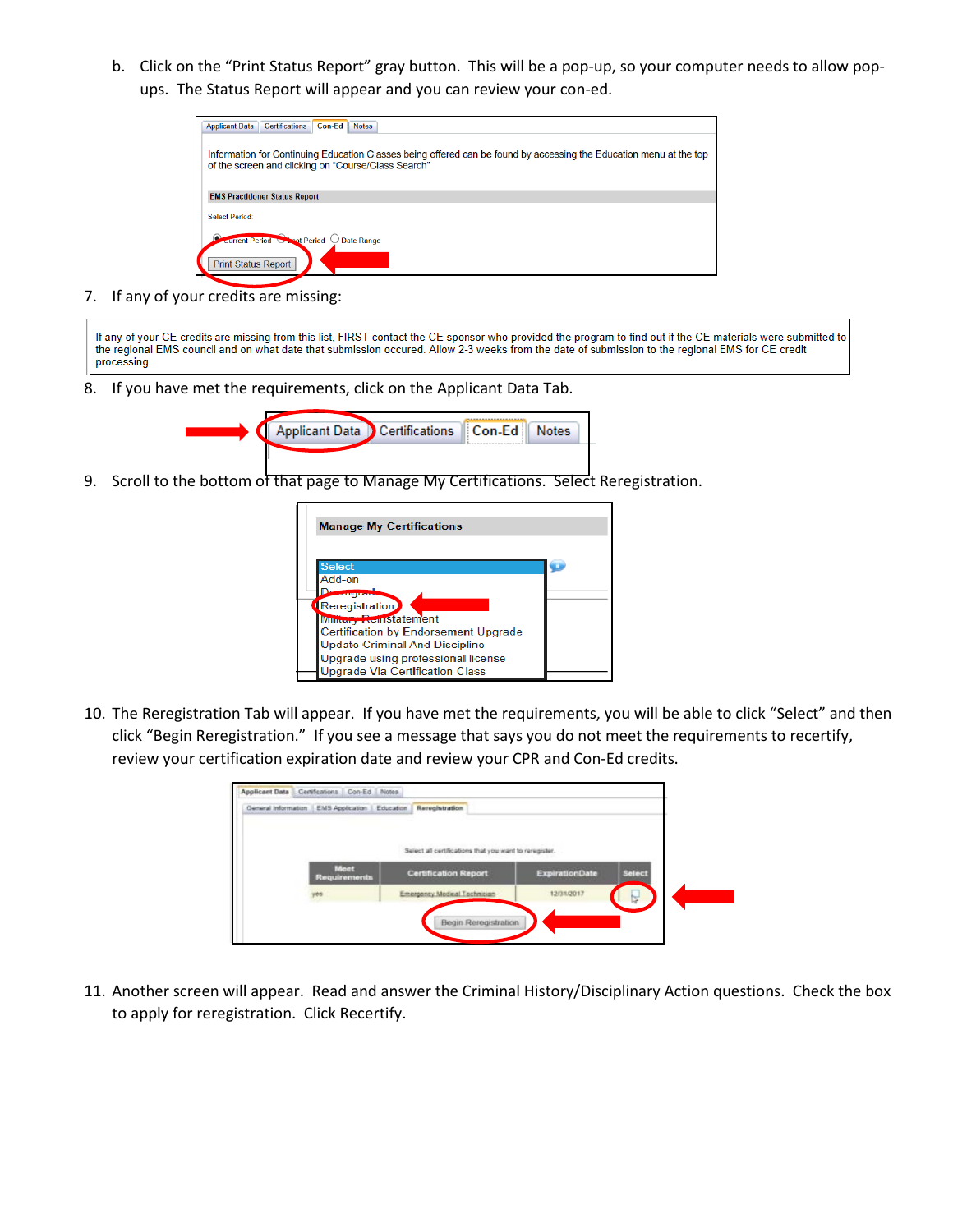b. Click on the "Print Status Report" gray button. This will be a pop-up, so your computer needs to allow pop-ups. The Status Report will appear and you can review your con-ed.

Applicant Data | Certifications | Con-Ed | Notes

Information for Continuing Education Classes being offered can be found by accessing the Education menu at the top of the screen and clicking on "Course/Class Search"

**EMS Practitioner Status Report**

Select Period:

Current Period / Last Period / Date Range

Print Status Report

7. If any of your credits are missing:

> If any of your CE credits are missing from this list, FIRST contact the CE sponsor who provided the program to find out if the CE materials were submitted to the regional EMS council and on what date that submission occured. Allow 2-3 weeks from the date of submission to the regional EMS for CE credit processing.

8. If you have met the requirements, click on the Applicant Data Tab.

Applicant Data | Certifications | Con-Ed | Notes

9. Scroll to the bottom of that page to Manage My Certifications. Select Reregistration.

**Manage My Certifications**

- Select
- Add-on
- Downgrade
- Reregistration
- Military Reinstatement
- Certification by Endorsement Upgrade
- Update Criminal And Discipline
- Upgrade using professional license
- Upgrade Via Certification Class

10. The Reregistration Tab will appear. If you have met the requirements, you will be able to click "Select" and then click "Begin Reregistration." If you see a message that says you do not meet the requirements to recertify, review your certification expiration date and review your CPR and Con-Ed credits.

Applicant Data | Certifications | Con-Ed | Notes

General Information | EMS Application | Education | Reregistration

Select all certifications that you want to reregister.

| Meet Requirements | Certification Report | ExpirationDate | Select |
|---|---|---|---|
| yes | Emergency Medical Technician | 12/31/2017 | |

Begin Reregistration

11. Another screen will appear. Read and answer the Criminal History/Disciplinary Action questions. Check the box to apply for reregistration. Click Recertify.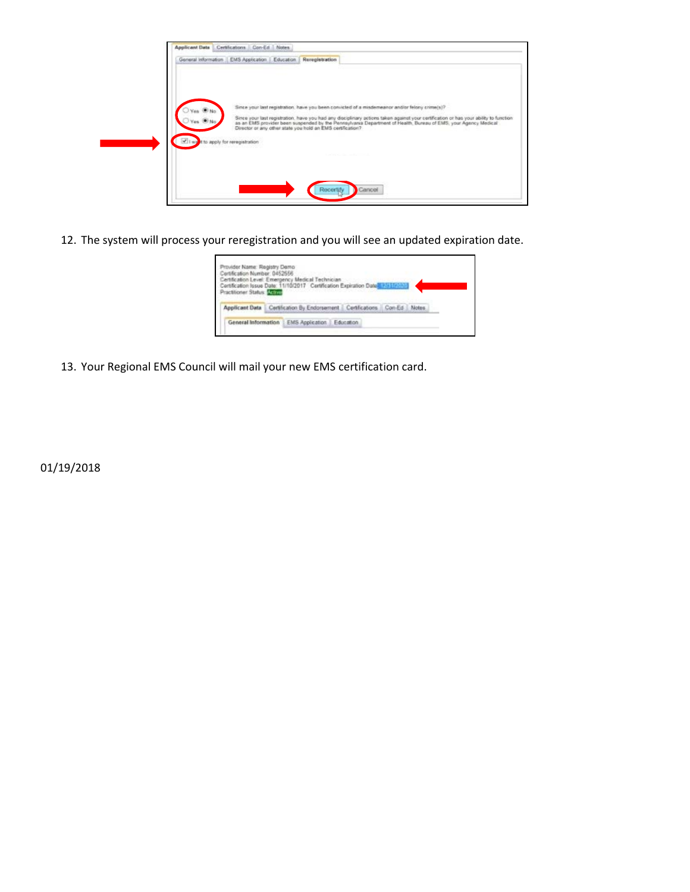12. The system will process your reregistration and you will see an updated expiration date.

13. Your Regional EMS Council will mail your new EMS certification card.

01/19/2018